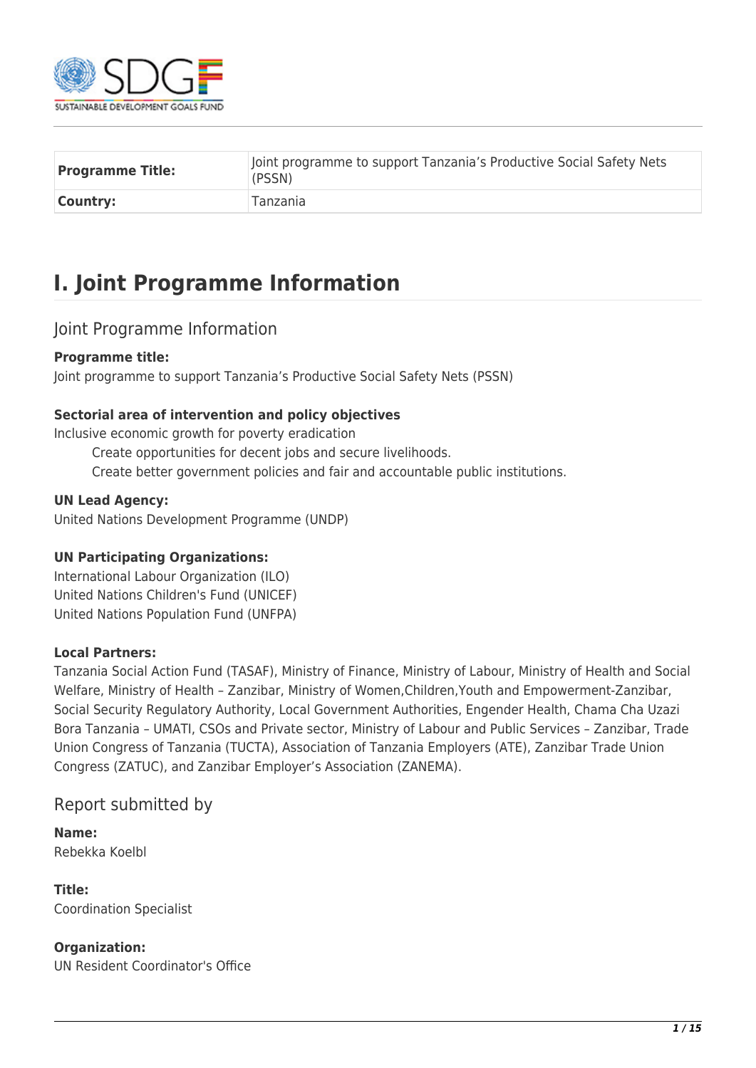| **Programme Title:** | Joint programme to support Tanzania's Productive Social Safety Nets (PSSN) |
|---|---|
| **Country:** | Tanzania |

# I. Joint Programme Information

## Joint Programme Information

**Programme title:**
Joint programme to support Tanzania's Productive Social Safety Nets (PSSN)

**Sectorial area of intervention and policy objectives**
Inclusive economic growth for poverty eradication
- Create opportunities for decent jobs and secure livelihoods.
- Create better government policies and fair and accountable public institutions.

**UN Lead Agency:**
United Nations Development Programme (UNDP)

**UN Participating Organizations:**
International Labour Organization (ILO)
United Nations Children's Fund (UNICEF)
United Nations Population Fund (UNFPA)

**Local Partners:**
Tanzania Social Action Fund (TASAF), Ministry of Finance, Ministry of Labour, Ministry of Health and Social Welfare, Ministry of Health – Zanzibar, Ministry of Women,Children,Youth and Empowerment-Zanzibar, Social Security Regulatory Authority, Local Government Authorities, Engender Health, Chama Cha Uzazi Bora Tanzania – UMATI, CSOs and Private sector, Ministry of Labour and Public Services – Zanzibar, Trade Union Congress of Tanzania (TUCTA), Association of Tanzania Employers (ATE), Zanzibar Trade Union Congress (ZATUC), and Zanzibar Employer's Association (ZANEMA).

## Report submitted by

**Name:**
Rebekka Koelbl

**Title:**
Coordination Specialist

**Organization:**
UN Resident Coordinator's Office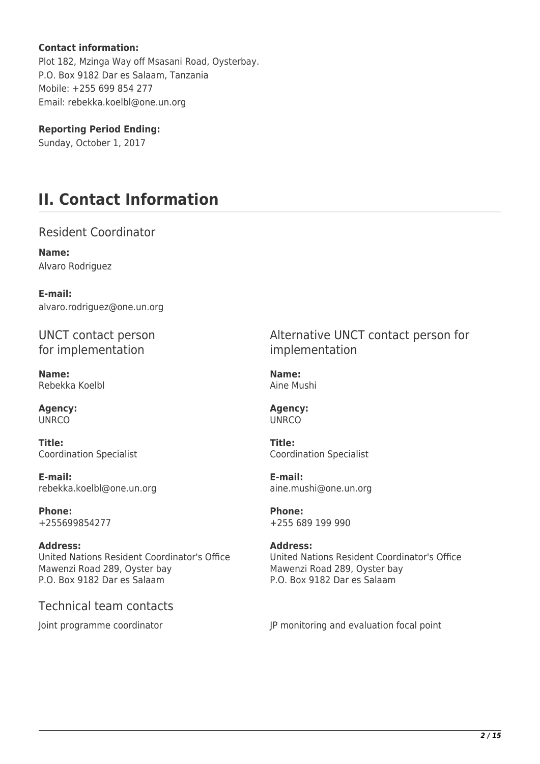**Contact information:**
Plot 182, Mzinga Way off Msasani Road, Oysterbay.
P.O. Box 9182 Dar es Salaam, Tanzania
Mobile: +255 699 854 277
Email: rebekka.koelbl@one.un.org

**Reporting Period Ending:**
Sunday, October 1, 2017

# II. Contact Information

## Resident Coordinator

**Name:**
Alvaro Rodriguez

**E-mail:**
alvaro.rodriguez@one.un.org

## UNCT contact person for implementation

**Name:**
Rebekka Koelbl

**Agency:**
UNRCO

**Title:**
Coordination Specialist

**E-mail:**
rebekka.koelbl@one.un.org

**Phone:**
+255699854277

**Address:**
United Nations Resident Coordinator's Office
Mawenzi Road 289, Oyster bay
P.O. Box 9182 Dar es Salaam

## Alternative UNCT contact person for implementation

**Name:**
Aine Mushi

**Agency:**
UNRCO

**Title:**
Coordination Specialist

**E-mail:**
aine.mushi@one.un.org

**Phone:**
+255 689 199 990

**Address:**
United Nations Resident Coordinator's Office
Mawenzi Road 289, Oyster bay
P.O. Box 9182 Dar es Salaam

## Technical team contacts

Joint programme coordinator

JP monitoring and evaluation focal point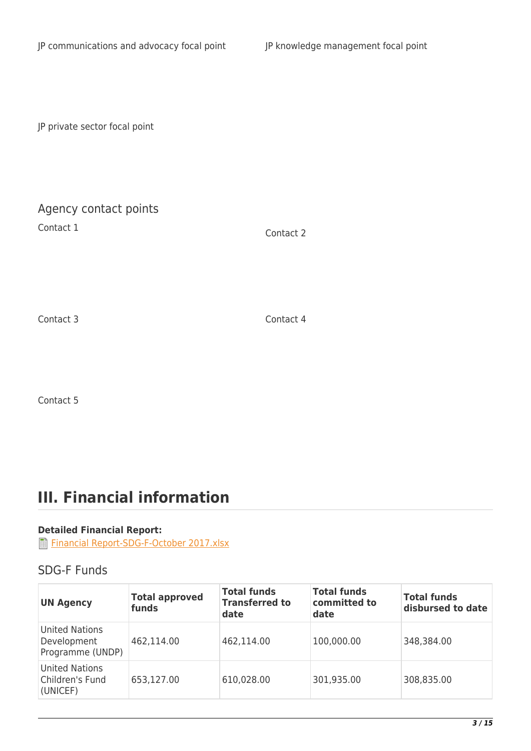JP communications and advocacy focal point

JP knowledge management focal point

JP private sector focal point

## Agency contact points

Contact 1

Contact 2

Contact 3

Contact 4

Contact 5

# III. Financial information

**Detailed Financial Report:**
Financial Report-SDG-F-October 2017.xlsx

## SDG-F Funds

| UN Agency | Total approved funds | Total funds Transferred to date | Total funds committed to date | Total funds disbursed to date |
|---|---|---|---|---|
| United Nations Development Programme (UNDP) | 462,114.00 | 462,114.00 | 100,000.00 | 348,384.00 |
| United Nations Children's Fund (UNICEF) | 653,127.00 | 610,028.00 | 301,935.00 | 308,835.00 |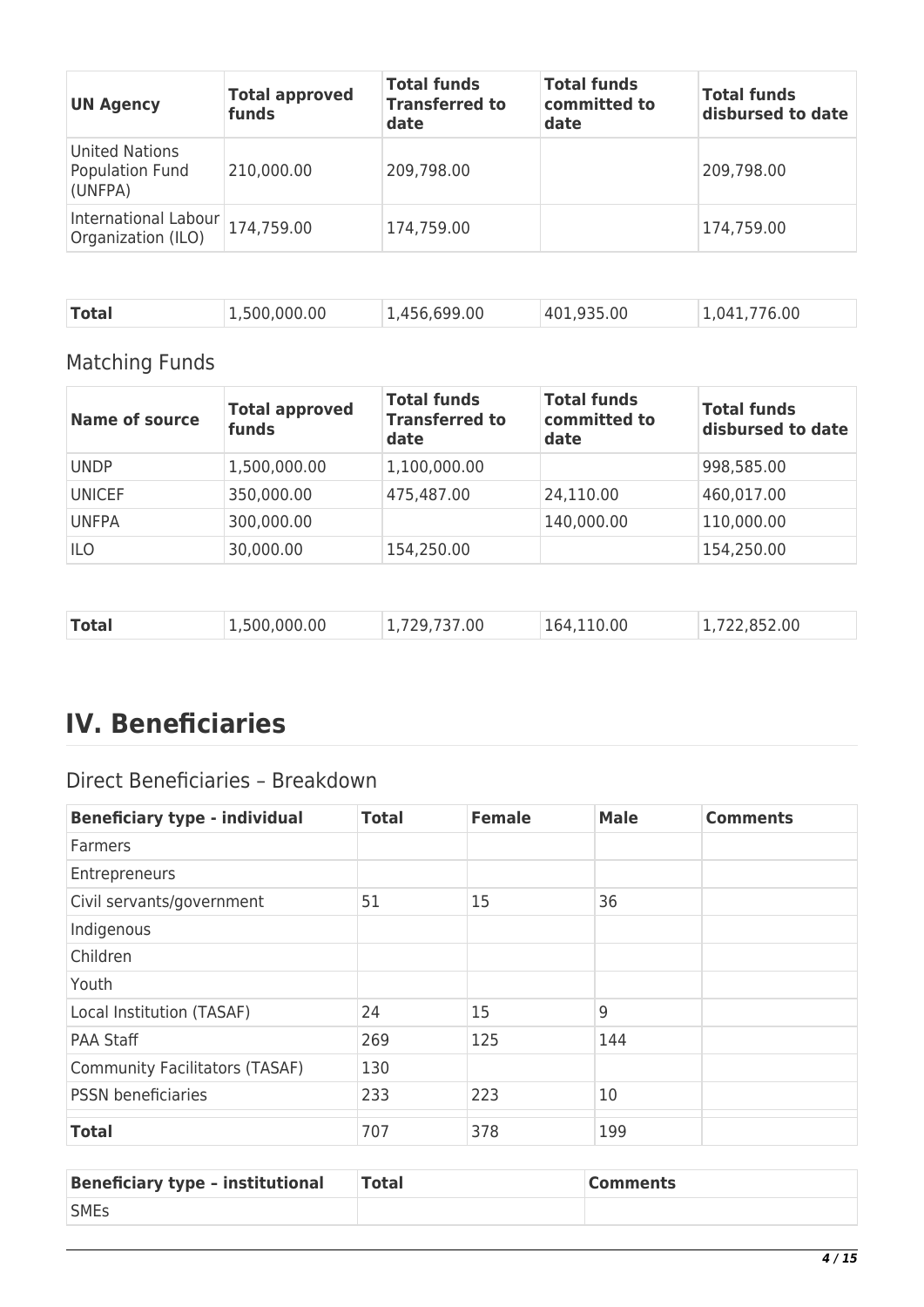| UN Agency | Total approved funds | Total funds Transferred to date | Total funds committed to date | Total funds disbursed to date |
|---|---|---|---|---|
| United Nations Population Fund (UNFPA) | 210,000.00 | 209,798.00 | | 209,798.00 |
| International Labour Organization (ILO) | 174,759.00 | 174,759.00 | | 174,759.00 |
| **Total** | 1,500,000.00 | 1,456,699.00 | 401,935.00 | 1,041,776.00 |

## Matching Funds

| Name of source | Total approved funds | Total funds Transferred to date | Total funds committed to date | Total funds disbursed to date |
|---|---|---|---|---|
| UNDP | 1,500,000.00 | 1,100,000.00 | | 998,585.00 |
| UNICEF | 350,000.00 | 475,487.00 | 24,110.00 | 460,017.00 |
| UNFPA | 300,000.00 | | 140,000.00 | 110,000.00 |
| ILO | 30,000.00 | 154,250.00 | | 154,250.00 |
| **Total** | 1,500,000.00 | 1,729,737.00 | 164,110.00 | 1,722,852.00 |

# IV. Beneficiaries

## Direct Beneficiaries – Breakdown

| Beneficiary type - individual | Total | Female | Male | Comments |
|---|---|---|---|---|
| Farmers | | | | |
| Entrepreneurs | | | | |
| Civil servants/government | 51 | 15 | 36 | |
| Indigenous | | | | |
| Children | | | | |
| Youth | | | | |
| Local Institution (TASAF) | 24 | 15 | 9 | |
| PAA Staff | 269 | 125 | 144 | |
| Community Facilitators (TASAF) | 130 | | | |
| PSSN beneficiaries | 233 | 223 | 10 | |
| **Total** | 707 | 378 | 199 | |

| Beneficiary type – institutional | Total | Comments |
|---|---|---|
| SMEs | | |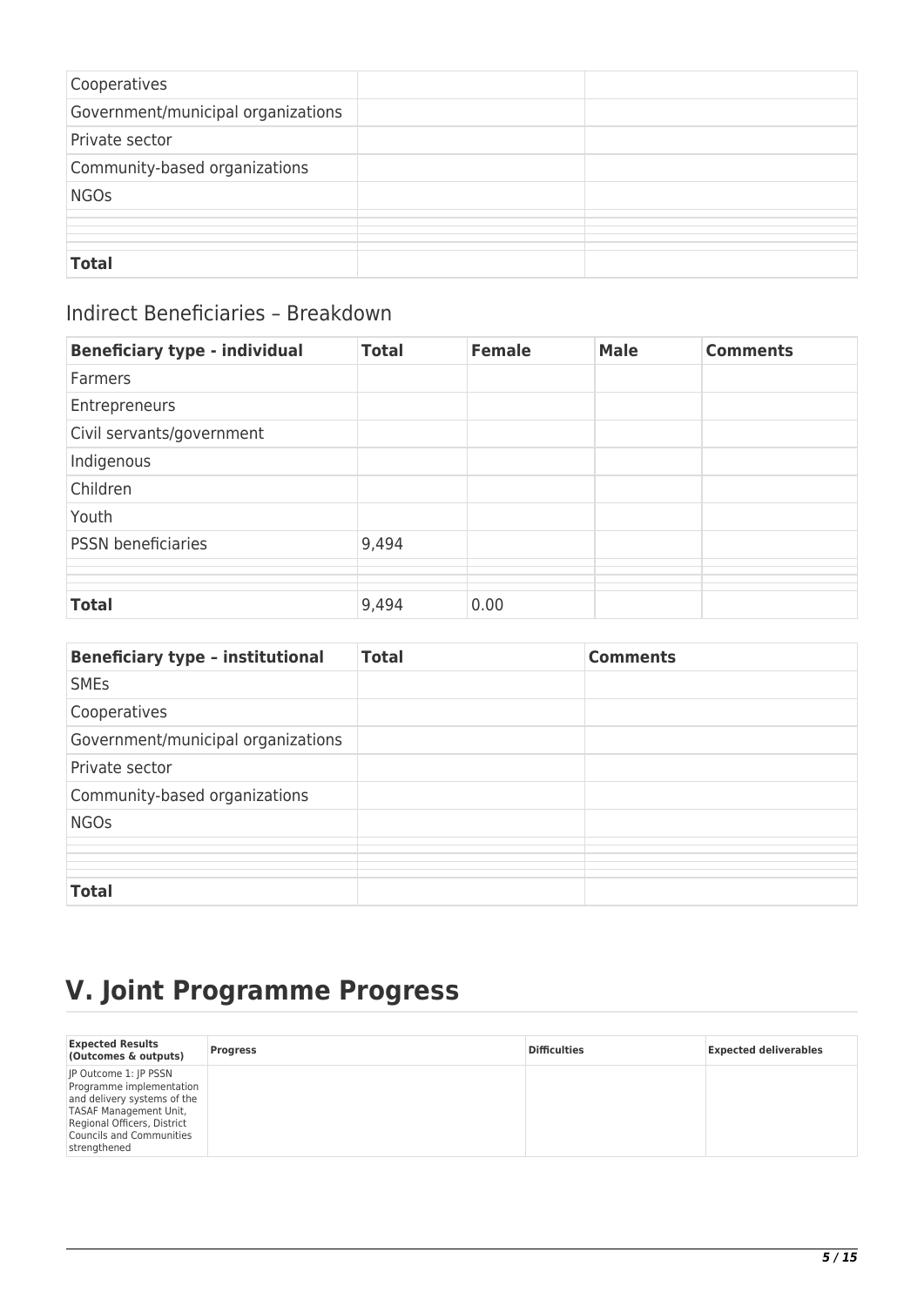| | | |
|---|---|---|
| Cooperatives | | |
| Government/municipal organizations | | |
| Private sector | | |
| Community-based organizations | | |
| NGOs | | |
| | | |
| | | |
| | | |
| **Total** | | |

## Indirect Beneficiaries – Breakdown

| Beneficiary type - individual | Total | Female | Male | Comments |
|---|---|---|---|---|
| Farmers | | | | |
| Entrepreneurs | | | | |
| Civil servants/government | | | | |
| Indigenous | | | | |
| Children | | | | |
| Youth | | | | |
| PSSN beneficiaries | 9,494 | | | |
| | | | | |
| | | | | |
| | | | | |
| **Total** | 9,494 | 0.00 | | |

| Beneficiary type – institutional | Total | Comments |
|---|---|---|
| SMEs | | |
| Cooperatives | | |
| Government/municipal organizations | | |
| Private sector | | |
| Community-based organizations | | |
| NGOs | | |
| | | |
| | | |
| | | |
| **Total** | | |

# V. Joint Programme Progress

| Expected Results (Outcomes & outputs) | Progress | Difficulties | Expected deliverables |
|---|---|---|---|
| JP Outcome 1: JP PSSN Programme implementation and delivery systems of the TASAF Management Unit, Regional Officers, District Councils and Communities strengthened | | | |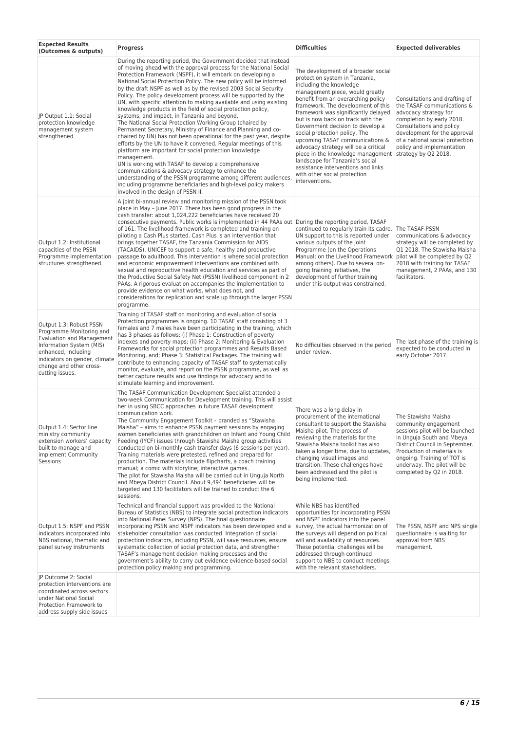| Expected Results (Outcomes & outputs) | Progress | Difficulties | Expected deliverables |
| --- | --- | --- | --- |
| JP Output 1.1: Social protection knowledge management system strengthened | During the reporting period, the Government decided that instead of moving ahead with the approval process for the National Social Protection Framework (NSPF), it will embark on developing a National Social Protection Policy. The new policy will be informed by the draft NSPF as well as by the revised 2003 Social Security Policy. The policy development process will be supported by the UN, with specific attention to making available and using existing knowledge products in the field of social protection policy, systems, and impact, in Tanzania and beyond. The National Social Protection Working Group (chaired by Permanent Secretary, Ministry of Finance and Planning and co-chaired by UN) has not been operational for the past year, despite efforts by the UN to have it convened. Regular meetings of this platform are important for social protection knowledge management. UN is working with TASAF to develop a comprehensive communications & advocacy strategy to enhance the understanding of the PSSN programme among different audiences, including programme beneficiaries and high-level policy makers involved in the design of PSSN II. | The development of a broader social protection system in Tanzania, including the knowledge management piece, would greatly benefit from an overarching policy framework. The development of this framework was significantly delayed but is now back on track with the Government decision to develop a social protection policy. The upcoming TASAF communications & advocacy strategy will be a critical piece in the knowledge management landscape for Tanzania's social assistance interventions and links with other social protection interventions. | Consultations and drafting of the TASAF communications & advocacy strategy for completion by early 2018. Consultations and policy development for the approval of a national social protection policy and implementation strategy by Q2 2018. |
| Output 1.2: Institutional capacities of the PSSN Programme implementation structures strengthened. | A joint bi-annual review and monitoring mission of the PSSN took place in May – June 2017. There has been good progress in the cash transfer: about 1,024,222 beneficiaries have received 20 consecutive payments. Public works is implemented in 44 PAAs out of 161. The livelihood framework is completed and training on piloting a Cash Plus started. Cash Plus is an intervention that brings together TASAF, the Tanzania Commission for AIDS (TACAIDS), UNICEF to support a safe, healthy and productive passage to adulthood. This intervention is where social protection and economic empowerment interventions are combined with sexual and reproductive health education and services as part of the Productive Social Safety Net (PSSN) livelihood component in 2 PAAs. A rigorous evaluation accompanies the implementation to provide evidence on what works, what does not, and considerations for replication and scale up through the larger PSSN programme. | During the reporting period, TASAF continued to regularly train its cadre. UN support to this is reported under various outputs of the Joint Programme (on the Operations Manual; on the Livelihood Framework among others). Due to several on-going training initiatives, the development of further training under this output was constrained. | The TASAF-PSSN communications & advocacy strategy will be completed by Q1 2018. The Stawisha Maisha pilot will be completed by Q2 2018 with training for TASAF management, 2 PAAs, and 130 facilitators. |
| Output 1.3: Robust PSSN Programme Monitoring and Evaluation and Management Information System (MIS) enhanced, including indicators on gender, climate change and other cross-cutting issues. | Training of TASAF staff on monitoring and evaluation of social Protection programmes is ongoing. 10 TASAF staff consisting of 3 females and 7 males have been participating in the training, which has 3 phases as follows: (i) Phase 1: Construction of poverty indexes and poverty maps; (ii) Phase 2: Monitoring & Evaluation Frameworks for social protection programmes and Results Based Monitoring, and; Phase 3: Statistical Packages. The training will contribute to enhancing capacity of TASAF staff to systematically monitor, evaluate, and report on the PSSN programme, as well as better capture results and use findings for advocacy and to stimulate learning and improvement. | No difficulties observed in the period under review. | The last phase of the training is expected to be conducted in early October 2017. |
| Output 1.4: Sector line ministry community extension workers' capacity built to manage and implement Community Sessions | The TASAF Communication Development Specialist attended a two-week Communication for Development training. This will assist her in using SBCC approaches in future TASAF development communication work. The Community Engagement Toolkit – branded as "Stawisha Maisha" – aims to enhance PSSN payment sessions by engaging women beneficiaries with grandchildren on Infant and Young Child Feeding (IYCF) issues through Stawisha Maisha group activities conducted on bi-monthly cash transfer days (6 sessions per year). Training materials were pretested, refined and prepared for production. The materials include flipcharts, a coach training manual; a comic with storyline; interactive games. The pilot for Stawisha Maisha will be carried out in Unguja North and Mbeya District Council. About 9,494 beneficiaries will be targeted and 130 facilitators will be trained to conduct the 6 sessions. | There was a long delay in procurement of the international consultant to support the Stawisha Maisha pilot. The process of reviewing the materials for the Stawisha Maisha toolkit has also taken a longer time, due to updates, changing visual images and transition. These challenges have been addressed and the pilot is being implemented. | The Stawisha Maisha community engagement sessions pilot will be launched in Unguja South and Mbeya District Council in September. Production of materials is ongoing. Training of TOT is underway. The pilot will be completed by Q2 in 2018. |
| Output 1.5: NSPF and PSSN indicators incorporated into NBS national, thematic and panel survey instruments | Technical and financial support was provided to the National Bureau of Statistics (NBS) to integrate social protection indicators into National Panel Survey (NPS). The final questionnaire incorporating PSSN and NSPF indicators has been developed and a stakeholder consultation was conducted. Integration of social protection indicators, including PSSN, will save resources, ensure systematic collection of social protection data, and strengthen TASAF's management decision making processes and the government's ability to carry out evidence evidence-based social protection policy making and programming. | While NBS has identified opportunities for incorporating PSSN and NSPF indicators into the panel survey, the actual harmonization of the surveys will depend on political will and availability of resources. These potential challenges will be addressed through continued support to NBS to conduct meetings with the relevant stakeholders. | The PSSN, NSPF and NPS single questionnaire is waiting for approval from NBS management. |
| JP Outcome 2: Social protection interventions are coordinated across sectors under National Social Protection Framework to address supply side issues | | | |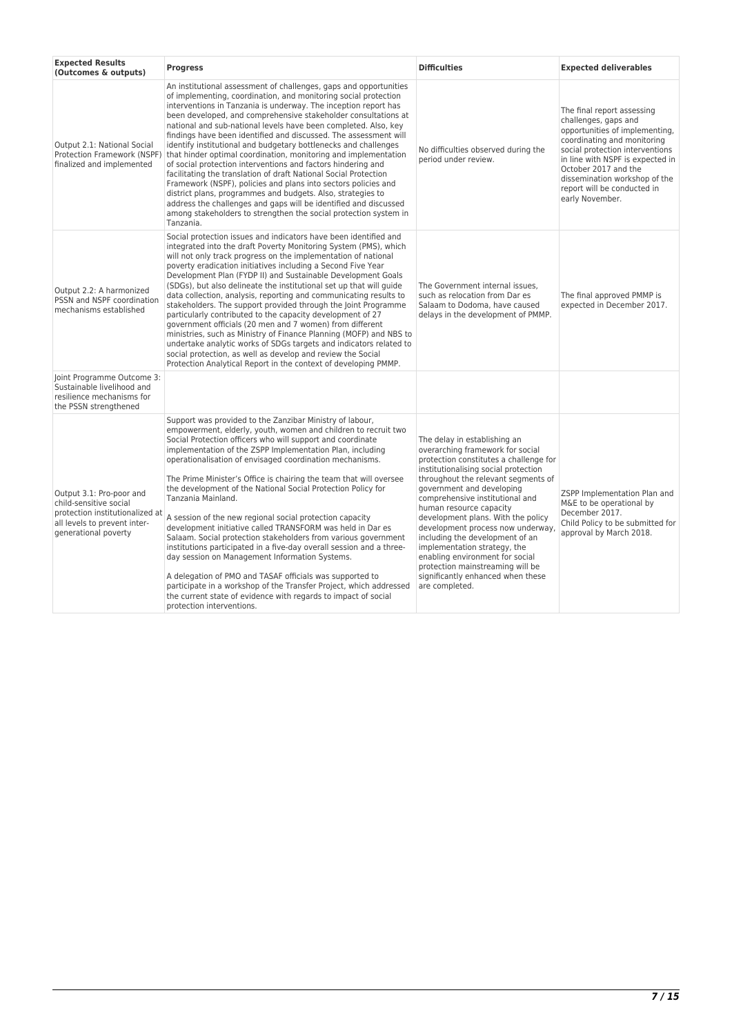| Expected Results (Outcomes & outputs) | Progress | Difficulties | Expected deliverables |
|---|---|---|---|
| Output 2.1: National Social Protection Framework (NSPF) finalized and implemented | An institutional assessment of challenges, gaps and opportunities of implementing, coordination, and monitoring social protection interventions in Tanzania is underway. The inception report has been developed, and comprehensive stakeholder consultations at national and sub-national levels have been completed. Also, key findings have been identified and discussed. The assessment will identify institutional and budgetary bottlenecks and challenges that hinder optimal coordination, monitoring and implementation of social protection interventions and factors hindering and facilitating the translation of draft National Social Protection Framework (NSPF), policies and plans into sectors policies and district plans, programmes and budgets. Also, strategies to address the challenges and gaps will be identified and discussed among stakeholders to strengthen the social protection system in Tanzania. | No difficulties observed during the period under review. | The final report assessing challenges, gaps and opportunities of implementing, coordinating and monitoring social protection interventions in line with NSPF is expected in October 2017 and the dissemination workshop of the report will be conducted in early November. |
| Output 2.2: A harmonized PSSN and NSPF coordination mechanisms established | Social protection issues and indicators have been identified and integrated into the draft Poverty Monitoring System (PMS), which will not only track progress on the implementation of national poverty eradication initiatives including a Second Five Year Development Plan (FYDP II) and Sustainable Development Goals (SDGs), but also delineate the institutional set up that will guide data collection, analysis, reporting and communicating results to stakeholders. The support provided through the Joint Programme particularly contributed to the capacity development of 27 government officials (20 men and 7 women) from different ministries, such as Ministry of Finance Planning (MOFP) and NBS to undertake analytic works of SDGs targets and indicators related to social protection, as well as develop and review the Social Protection Analytical Report in the context of developing PMMP. | The Government internal issues, such as relocation from Dar es Salaam to Dodoma, have caused delays in the development of PMMP. | The final approved PMMP is expected in December 2017. |
| Joint Programme Outcome 3: Sustainable livelihood and resilience mechanisms for the PSSN strengthened | | | |
| Output 3.1: Pro-poor and child-sensitive social protection institutionalized at all levels to prevent inter-generational poverty | Support was provided to the Zanzibar Ministry of labour, empowerment, elderly, youth, women and children to recruit two Social Protection officers who will support and coordinate implementation of the ZSPP Implementation Plan, including operationalisation of envisaged coordination mechanisms.<br><br>The Prime Minister's Office is chairing the team that will oversee the development of the National Social Protection Policy for Tanzania Mainland.<br><br>A session of the new regional social protection capacity development initiative called TRANSFORM was held in Dar es Salaam. Social protection stakeholders from various government institutions participated in a five-day overall session and a three-day session on Management Information Systems.<br><br>A delegation of PMO and TASAF officials was supported to participate in a workshop of the Transfer Project, which addressed the current state of evidence with regards to impact of social protection interventions. | The delay in establishing an overarching framework for social protection constitutes a challenge for institutionalising social protection throughout the relevant segments of government and developing comprehensive institutional and human resource capacity development plans. With the policy development process now underway, including the development of an implementation strategy, the enabling environment for social protection mainstreaming will be significantly enhanced when these are completed. | ZSPP Implementation Plan and M&E to be operational by December 2017.<br>Child Policy to be submitted for approval by March 2018. |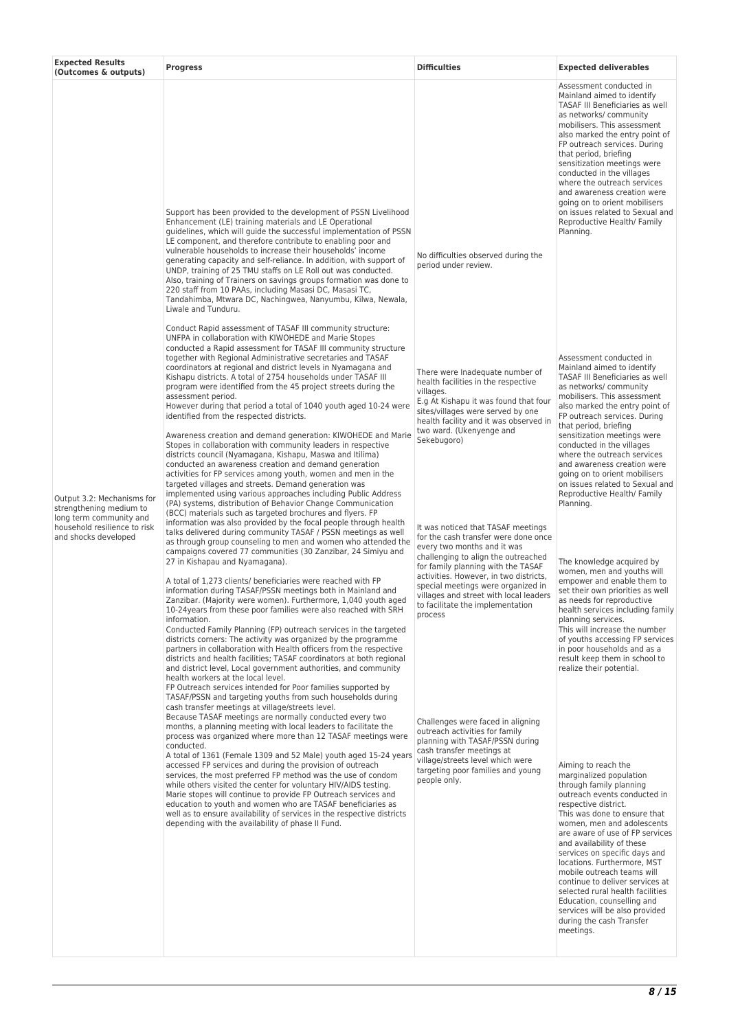| Expected Results (Outcomes & outputs) | Progress | Difficulties | Expected deliverables |
|---|---|---|---|
| Output 3.2: Mechanisms for strengthening medium to long term community and household resilience to risk and shocks developed | Support has been provided to the development of PSSN Livelihood Enhancement (LE) training materials and LE Operational guidelines, which will guide the successful implementation of PSSN LE component, and therefore contribute to enabling poor and vulnerable households to increase their households' income generating capacity and self-reliance. In addition, with support of UNDP, training of 25 TMU staffs on LE Roll out was conducted. Also, training of Trainers on savings groups formation was done to 220 staff from 10 PAAs, including Masasi DC, Masasi TC, Tandahimba, Mtwara DC, Nachingwea, Nanyumbu, Kilwa, Newala, Liwale and Tunduru. | No difficulties observed during the period under review. | Assessment conducted in Mainland aimed to identify TASAF III Beneficiaries as well as networks/ community mobilisers. This assessment also marked the entry point of FP outreach services. During that period, briefing sensitization meetings were conducted in the villages where the outreach services and awareness creation were going on to orient mobilisers on issues related to Sexual and Reproductive Health/ Family Planning. |
| | Conduct Rapid assessment of TASAF III community structure: UNFPA in collaboration with KIWOHEDE and Marie Stopes conducted a Rapid assessment for TASAF III community structure together with Regional Administrative secretaries and TASAF coordinators at regional and district levels in Nyamagana and Kishapu districts. A total of 2754 households under TASAF III program were identified from the 45 project streets during the assessment period.<br>However during that period a total of 1040 youth aged 10-24 were identified from the respected districts. | There were Inadequate number of health facilities in the respective villages.<br>E.g At Kishapu it was found that four sites/villages were served by one health facility and it was observed in two ward. (Ukenyenge and Sekebugoro) | Assessment conducted in Mainland aimed to identify TASAF III Beneficiaries as well as networks/ community mobilisers. This assessment also marked the entry point of FP outreach services. During that period, briefing sensitization meetings were conducted in the villages where the outreach services and awareness creation were going on to orient mobilisers on issues related to Sexual and Reproductive Health/ Family Planning. |
| | Awareness creation and demand generation: KIWOHEDE and Marie Stopes in collaboration with community leaders in respective districts council (Nyamagana, Kishapu, Maswa and Itilima) conducted an awareness creation and demand generation activities for FP services among youth, women and men in the targeted villages and streets. Demand generation was implemented using various approaches including Public Address (PA) systems, distribution of Behavior Change Communication (BCC) materials such as targeted brochures and flyers. FP information was also provided by the focal people through health talks delivered during community TASAF / PSSN meetings as well as through group counseling to men and women who attended the campaigns covered 77 communities (30 Zanzibar, 24 Simiyu and 27 in Kishapau and Nyamagana).<br>A total of 1,273 clients/ beneficiaries were reached with FP information during TASAF/PSSN meetings both in Mainland and Zanzibar. (Majority were women). Furthermore, 1,040 youth aged 10-24years from these poor families were also reached with SRH information. | It was noticed that TASAF meetings for the cash transfer were done once every two months and it was challenging to align the outreached for family planning with the TASAF activities. However, in two districts, special meetings were organized in villages and street with local leaders to facilitate the implementation process | The knowledge acquired by women, men and youths will empower and enable them to set their own priorities as well as needs for reproductive health services including family planning services.<br>This will increase the number of youths accessing FP services in poor households and as a result keep them in school to realize their potential. |
| | Conducted Family Planning (FP) outreach services in the targeted districts corners: The activity was organized by the programme partners in collaboration with Health officers from the respective districts and health facilities; TASAF coordinators at both regional and district level, Local government authorities, and community health workers at the local level.<br>FP Outreach services intended for Poor families supported by TASAF/PSSN and targeting youths from such households during cash transfer meetings at village/streets level.<br>Because TASAF meetings are normally conducted every two months, a planning meeting with local leaders to facilitate the process was organized where more than 12 TASAF meetings were conducted.<br>A total of 1361 (Female 1309 and 52 Male) youth aged 15-24 years accessed FP services and during the provision of outreach services, the most preferred FP method was the use of condom while others visited the center for voluntary HIV/AIDS testing.<br>Marie stopes will continue to provide FP Outreach services and education to youth and women who are TASAF beneficiaries as well as to ensure availability of services in the respective districts depending with the availability of phase II Fund. | Challenges were faced in aligning outreach activities for family planning with TASAF/PSSN during cash transfer meetings at village/streets level which were targeting poor families and young people only. | Aiming to reach the marginalized population through family planning outreach events conducted in respective district.<br>This was done to ensure that women, men and adolescents are aware of use of FP services and availability of these services on specific days and locations. Furthermore, MST mobile outreach teams will continue to deliver services at selected rural health facilities Education, counselling and services will be also provided during the cash Transfer meetings. |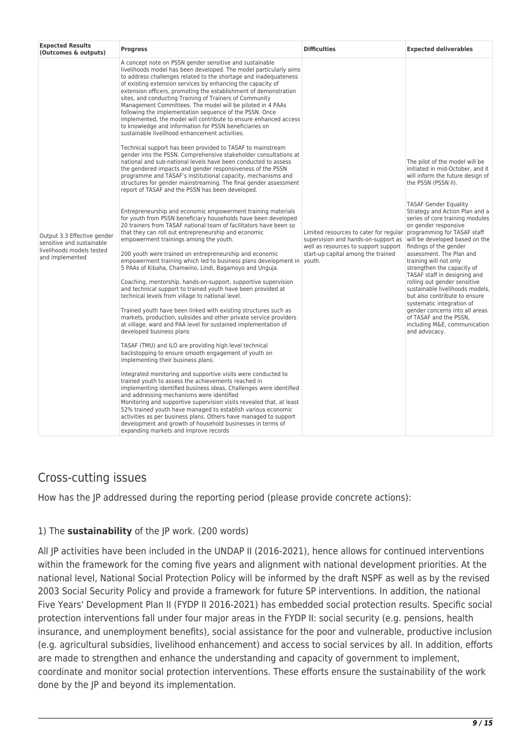| Expected Results (Outcomes & outputs) | Progress | Difficulties | Expected deliverables |
|---|---|---|---|
| Output 3.3 Effective gender sensitive and sustainable livelihoods models tested and implemented | A concept note on PSSN gender sensitive and sustainable livelihoods model has been developed. The model particularly aims to address challenges related to the shortage and inadequateness of existing extension services by enhancing the capacity of extension officers, promoting the establishment of demonstration sites, and conducting Training of Trainers of Community Management Committees. The model will be piloted in 4 PAAs following the implementation sequence of the PSSN. Once implemented, the model will contribute to ensure enhanced access to knowledge and information for PSSN beneficiaries on sustainable livelihood enhancement activities.<br><br>Technical support has been provided to TASAF to mainstream gender into the PSSN. Comprehensive stakeholder consultations at national and sub-national levels have been conducted to assess the gendered impacts and gender responsiveness of the PSSN programme and TASAF's institutional capacity, mechanisms and structures for gender mainstreaming. The final gender assessment report of TASAF and the PSSN has been developed.<br><br>Entrepreneurship and economic empowerment training materials for youth from PSSN beneficiary households have been developed 20 trainers from TASAF national team of facilitators have been so that they can roll out entrepreneurship and economic empowerment trainings among the youth.<br><br>200 youth were trained on entrepreneurship and economic empowerment training which led to business plans development in 5 PAAs of Kibaha, Chamwino, Lindi, Bagamoyo and Unguja.<br><br>Coaching, mentorship, hands-on-support, supportive supervision and technical support to trained youth have been provided at technical levels from village to national level.<br><br>Trained youth have been linked with existing structures such as markets, production, subsides and other private service providers at village, ward and PAA level for sustained implementation of developed business plans<br><br>TASAF (TMU) and ILO are providing high level technical backstopping to ensure smooth engagement of youth on implementing their business plans.<br><br>Integrated monitoring and supportive visits were conducted to trained youth to assess the achievements reached in implementing identified business ideas, Challenges were identified and addressing mechanisms were identified<br>Monitoring and supportive supervision visits revealed that, at least 52% trained youth have managed to establish various economic activities as per business plans. Others have managed to support development and growth of household businesses in terms of expanding markets and improve records | Limited resources to cater for regular supervision and hands-on-support as well as resources to support support start-up capital among the trained youth. | The pilot of the model will be initiated in mid-October, and it will inform the future design of the PSSN (PSSN II).<br><br>TASAF Gender Equality Strategy and Action Plan and a series of core training modules on gender responsive programming for TASAF staff will be developed based on the findings of the gender assessment. The Plan and training will not only strengthen the capacity of TASAF staff in designing and rolling out gender sensitive sustainable livelihoods models, but also contribute to ensure systematic integration of gender concerns into all areas of TASAF and the PSSN, including M&E, communication and advocacy. |

## Cross-cutting issues

How has the JP addressed during the reporting period (please provide concrete actions):

### 1) The **sustainability** of the JP work. (200 words)

All JP activities have been included in the UNDAP II (2016-2021), hence allows for continued interventions within the framework for the coming five years and alignment with national development priorities. At the national level, National Social Protection Policy will be informed by the draft NSPF as well as by the revised 2003 Social Security Policy and provide a framework for future SP interventions. In addition, the national Five Years' Development Plan II (FYDP II 2016-2021) has embedded social protection results. Specific social protection interventions fall under four major areas in the FYDP II: social security (e.g. pensions, health insurance, and unemployment benefits), social assistance for the poor and vulnerable, productive inclusion (e.g. agricultural subsidies, livelihood enhancement) and access to social services by all. In addition, efforts are made to strengthen and enhance the understanding and capacity of government to implement, coordinate and monitor social protection interventions. These efforts ensure the sustainability of the work done by the JP and beyond its implementation.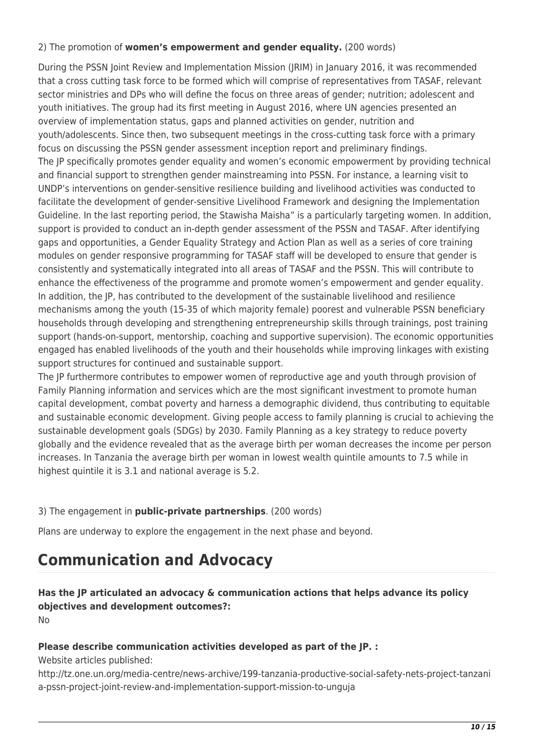2) The promotion of **women's empowerment and gender equality.** (200 words)

During the PSSN Joint Review and Implementation Mission (JRIM) in January 2016, it was recommended that a cross cutting task force to be formed which will comprise of representatives from TASAF, relevant sector ministries and DPs who will define the focus on three areas of gender; nutrition; adolescent and youth initiatives. The group had its first meeting in August 2016, where UN agencies presented an overview of implementation status, gaps and planned activities on gender, nutrition and youth/adolescents. Since then, two subsequent meetings in the cross-cutting task force with a primary focus on discussing the PSSN gender assessment inception report and preliminary findings.
The JP specifically promotes gender equality and women's economic empowerment by providing technical and financial support to strengthen gender mainstreaming into PSSN. For instance, a learning visit to UNDP's interventions on gender-sensitive resilience building and livelihood activities was conducted to facilitate the development of gender-sensitive Livelihood Framework and designing the Implementation Guideline. In the last reporting period, the Stawisha Maisha" is a particularly targeting women. In addition, support is provided to conduct an in-depth gender assessment of the PSSN and TASAF. After identifying gaps and opportunities, a Gender Equality Strategy and Action Plan as well as a series of core training modules on gender responsive programming for TASAF staff will be developed to ensure that gender is consistently and systematically integrated into all areas of TASAF and the PSSN. This will contribute to enhance the effectiveness of the programme and promote women's empowerment and gender equality.
In addition, the JP, has contributed to the development of the sustainable livelihood and resilience mechanisms among the youth (15-35 of which majority female) poorest and vulnerable PSSN beneficiary households through developing and strengthening entrepreneurship skills through trainings, post training support (hands-on-support, mentorship, coaching and supportive supervision). The economic opportunities engaged has enabled livelihoods of the youth and their households while improving linkages with existing support structures for continued and sustainable support.
The JP furthermore contributes to empower women of reproductive age and youth through provision of Family Planning information and services which are the most significant investment to promote human capital development, combat poverty and harness a demographic dividend, thus contributing to equitable and sustainable economic development. Giving people access to family planning is crucial to achieving the sustainable development goals (SDGs) by 2030. Family Planning as a key strategy to reduce poverty globally and the evidence revealed that as the average birth per woman decreases the income per person increases. In Tanzania the average birth per woman in lowest wealth quintile amounts to 7.5 while in highest quintile it is 3.1 and national average is 5.2.

3) The engagement in **public-private partnerships**. (200 words)

Plans are underway to explore the engagement in the next phase and beyond.

# Communication and Advocacy

**Has the JP articulated an advocacy & communication actions that helps advance its policy objectives and development outcomes?:**
No

**Please describe communication activities developed as part of the JP. :**
Website articles published:
http://tz.one.un.org/media-centre/news-archive/199-tanzania-productive-social-safety-nets-project-tanzania-pssn-project-joint-review-and-implementation-support-mission-to-unguja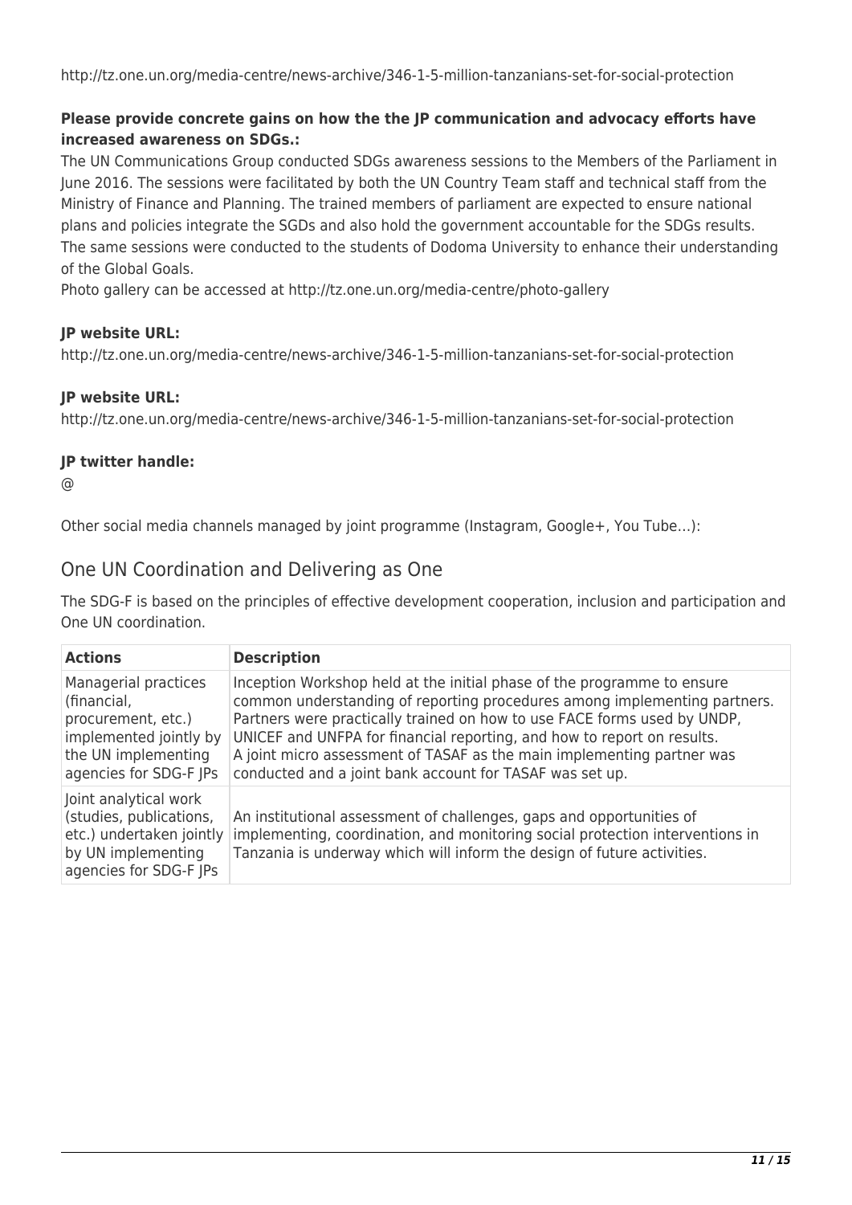http://tz.one.un.org/media-centre/news-archive/346-1-5-million-tanzanians-set-for-social-protection

**Please provide concrete gains on how the the JP communication and advocacy efforts have increased awareness on SDGs.:**

The UN Communications Group conducted SDGs awareness sessions to the Members of the Parliament in June 2016. The sessions were facilitated by both the UN Country Team staff and technical staff from the Ministry of Finance and Planning. The trained members of parliament are expected to ensure national plans and policies integrate the SGDs and also hold the government accountable for the SDGs results. The same sessions were conducted to the students of Dodoma University to enhance their understanding of the Global Goals.

Photo gallery can be accessed at http://tz.one.un.org/media-centre/photo-gallery

**JP website URL:**

http://tz.one.un.org/media-centre/news-archive/346-1-5-million-tanzanians-set-for-social-protection

**JP website URL:**

http://tz.one.un.org/media-centre/news-archive/346-1-5-million-tanzanians-set-for-social-protection

**JP twitter handle:**

@

Other social media channels managed by joint programme (Instagram, Google+, You Tube…):

## One UN Coordination and Delivering as One

The SDG-F is based on the principles of effective development cooperation, inclusion and participation and One UN coordination.

| Actions | Description |
|---|---|
| Managerial practices (financial, procurement, etc.) implemented jointly by the UN implementing agencies for SDG-F JPs | Inception Workshop held at the initial phase of the programme to ensure common understanding of reporting procedures among implementing partners. Partners were practically trained on how to use FACE forms used by UNDP, UNICEF and UNFPA for financial reporting, and how to report on results. A joint micro assessment of TASAF as the main implementing partner was conducted and a joint bank account for TASAF was set up. |
| Joint analytical work (studies, publications, etc.) undertaken jointly by UN implementing agencies for SDG-F JPs | An institutional assessment of challenges, gaps and opportunities of implementing, coordination, and monitoring social protection interventions in Tanzania is underway which will inform the design of future activities. |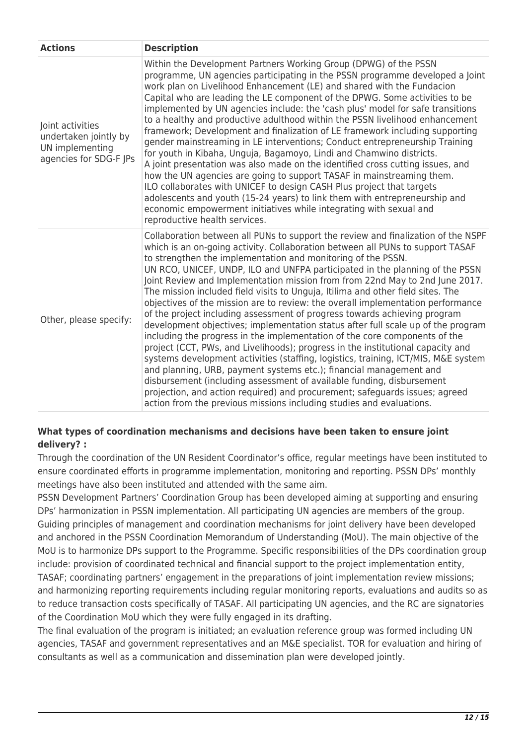| Actions | Description |
|---|---|
| Joint activities undertaken jointly by UN implementing agencies for SDG-F JPs | Within the Development Partners Working Group (DPWG) of the PSSN programme, UN agencies participating in the PSSN programme developed a Joint work plan on Livelihood Enhancement (LE) and shared with the Fundacion Capital who are leading the LE component of the DPWG. Some activities to be implemented by UN agencies include: the 'cash plus' model for safe transitions to a healthy and productive adulthood within the PSSN livelihood enhancement framework; Development and finalization of LE framework including supporting gender mainstreaming in LE interventions; Conduct entrepreneurship Training for youth in Kibaha, Unguja, Bagamoyo, Lindi and Chamwino districts.<br>A joint presentation was also made on the identified cross cutting issues, and how the UN agencies are going to support TASAF in mainstreaming them.<br>ILO collaborates with UNICEF to design CASH Plus project that targets adolescents and youth (15-24 years) to link them with entrepreneurship and economic empowerment initiatives while integrating with sexual and reproductive health services. |
| Other, please specify: | Collaboration between all PUNs to support the review and finalization of the NSPF which is an on-going activity. Collaboration between all PUNs to support TASAF to strengthen the implementation and monitoring of the PSSN.<br>UN RCO, UNICEF, UNDP, ILO and UNFPA participated in the planning of the PSSN Joint Review and Implementation mission from from 22nd May to 2nd June 2017. The mission included field visits to Unguja, Itilima and other field sites. The objectives of the mission are to review: the overall implementation performance of the project including assessment of progress towards achieving program development objectives; implementation status after full scale up of the program including the progress in the implementation of the core components of the project (CCT, PWs, and Livelihoods); progress in the institutional capacity and systems development activities (staffing, logistics, training, ICT/MIS, M&E system and planning, URB, payment systems etc.); financial management and disbursement (including assessment of available funding, disbursement projection, and action required) and procurement; safeguards issues; agreed action from the previous missions including studies and evaluations. |

**What types of coordination mechanisms and decisions have been taken to ensure joint delivery? :**

Through the coordination of the UN Resident Coordinator's office, regular meetings have been instituted to ensure coordinated efforts in programme implementation, monitoring and reporting. PSSN DPs' monthly meetings have also been instituted and attended with the same aim.

PSSN Development Partners' Coordination Group has been developed aiming at supporting and ensuring DPs' harmonization in PSSN implementation. All participating UN agencies are members of the group. Guiding principles of management and coordination mechanisms for joint delivery have been developed and anchored in the PSSN Coordination Memorandum of Understanding (MoU). The main objective of the MoU is to harmonize DPs support to the Programme. Specific responsibilities of the DPs coordination group include: provision of coordinated technical and financial support to the project implementation entity, TASAF; coordinating partners' engagement in the preparations of joint implementation review missions; and harmonizing reporting requirements including regular monitoring reports, evaluations and audits so as to reduce transaction costs specifically of TASAF. All participating UN agencies, and the RC are signatories of the Coordination MoU which they were fully engaged in its drafting.

The final evaluation of the program is initiated; an evaluation reference group was formed including UN agencies, TASAF and government representatives and an M&E specialist. TOR for evaluation and hiring of consultants as well as a communication and dissemination plan were developed jointly.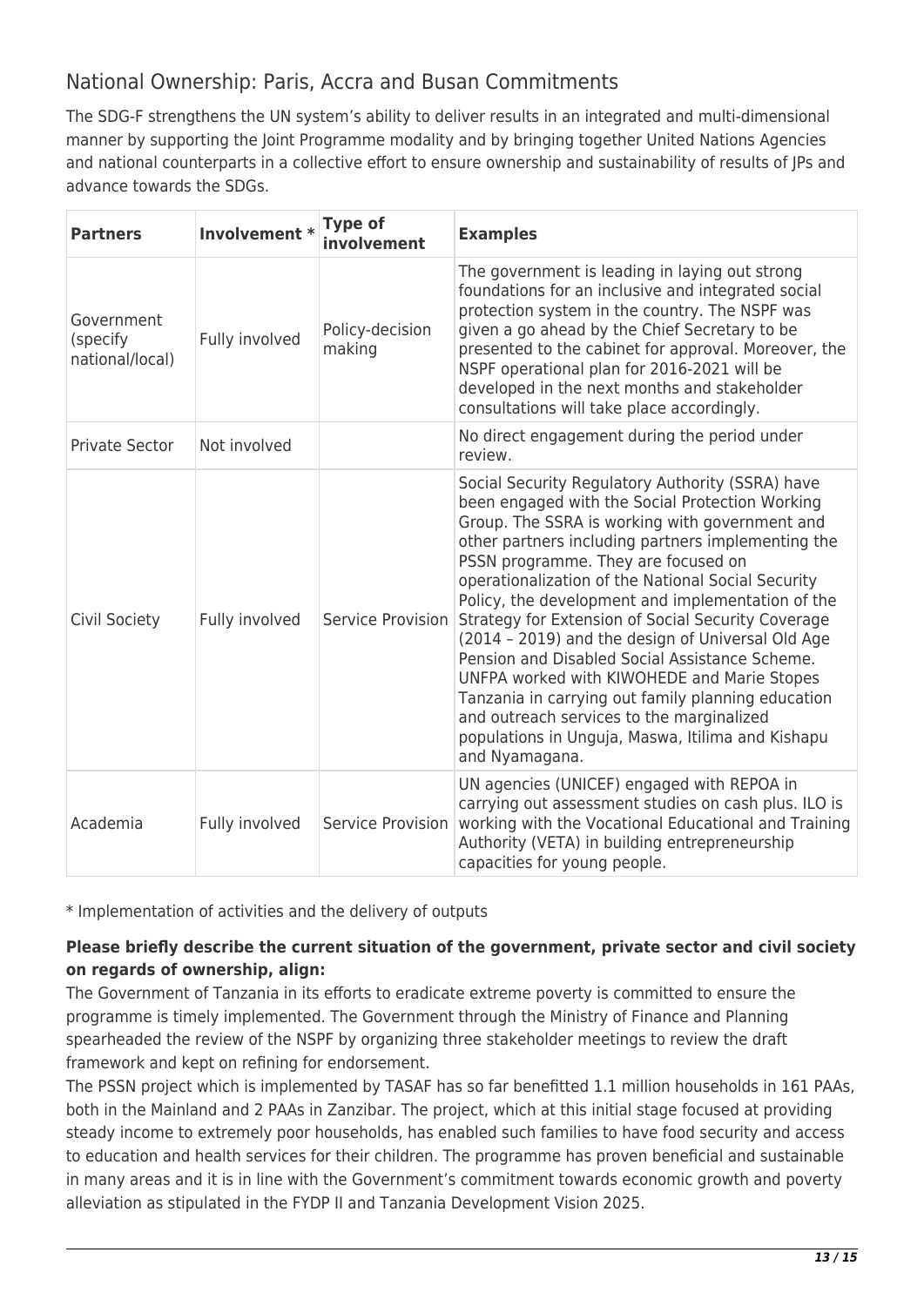## National Ownership: Paris, Accra and Busan Commitments

The SDG-F strengthens the UN system's ability to deliver results in an integrated and multi-dimensional manner by supporting the Joint Programme modality and by bringing together United Nations Agencies and national counterparts in a collective effort to ensure ownership and sustainability of results of JPs and advance towards the SDGs.

| Partners | Involvement * | Type of involvement | Examples |
|---|---|---|---|
| Government (specify national/local) | Fully involved | Policy-decision making | The government is leading in laying out strong foundations for an inclusive and integrated social protection system in the country. The NSPF was given a go ahead by the Chief Secretary to be presented to the cabinet for approval. Moreover, the NSPF operational plan for 2016-2021 will be developed in the next months and stakeholder consultations will take place accordingly. |
| Private Sector | Not involved | | No direct engagement during the period under review. |
| Civil Society | Fully involved | Service Provision | Social Security Regulatory Authority (SSRA) have been engaged with the Social Protection Working Group. The SSRA is working with government and other partners including partners implementing the PSSN programme. They are focused on operationalization of the National Social Security Policy, the development and implementation of the Strategy for Extension of Social Security Coverage (2014 – 2019) and the design of Universal Old Age Pension and Disabled Social Assistance Scheme. UNFPA worked with KIWOHEDE and Marie Stopes Tanzania in carrying out family planning education and outreach services to the marginalized populations in Unguja, Maswa, Itilima and Kishapu and Nyamagana. |
| Academia | Fully involved | Service Provision | UN agencies (UNICEF) engaged with REPOA in carrying out assessment studies on cash plus. ILO is working with the Vocational Educational and Training Authority (VETA) in building entrepreneurship capacities for young people. |

* Implementation of activities and the delivery of outputs

**Please briefly describe the current situation of the government, private sector and civil society on regards of ownership, align:**

The Government of Tanzania in its efforts to eradicate extreme poverty is committed to ensure the programme is timely implemented. The Government through the Ministry of Finance and Planning spearheaded the review of the NSPF by organizing three stakeholder meetings to review the draft framework and kept on refining for endorsement.

The PSSN project which is implemented by TASAF has so far benefitted 1.1 million households in 161 PAAs, both in the Mainland and 2 PAAs in Zanzibar. The project, which at this initial stage focused at providing steady income to extremely poor households, has enabled such families to have food security and access to education and health services for their children. The programme has proven beneficial and sustainable in many areas and it is in line with the Government's commitment towards economic growth and poverty alleviation as stipulated in the FYDP II and Tanzania Development Vision 2025.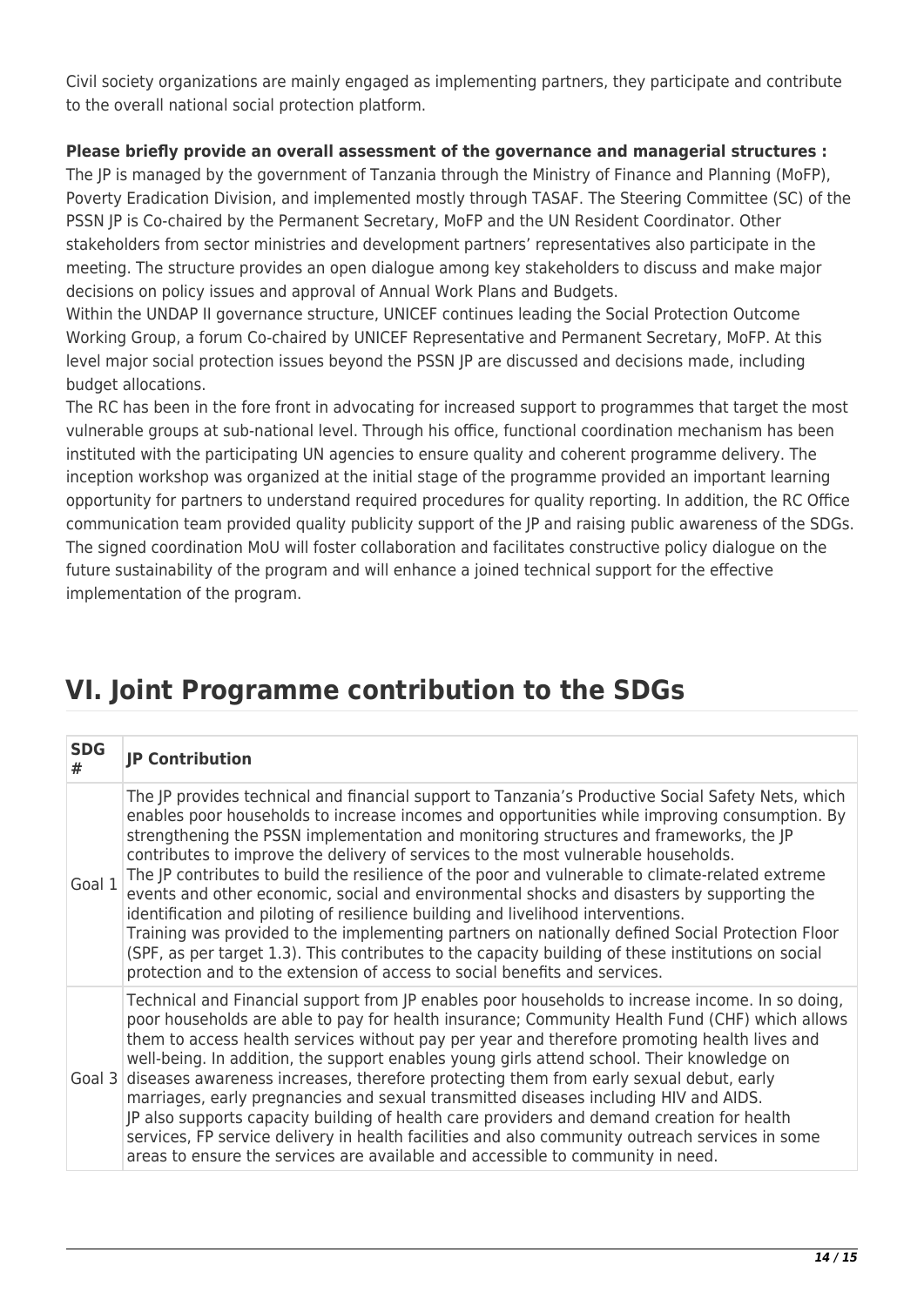Civil society organizations are mainly engaged as implementing partners, they participate and contribute to the overall national social protection platform.

**Please briefly provide an overall assessment of the governance and managerial structures :**

The JP is managed by the government of Tanzania through the Ministry of Finance and Planning (MoFP), Poverty Eradication Division, and implemented mostly through TASAF. The Steering Committee (SC) of the PSSN JP is Co-chaired by the Permanent Secretary, MoFP and the UN Resident Coordinator. Other stakeholders from sector ministries and development partners' representatives also participate in the meeting. The structure provides an open dialogue among key stakeholders to discuss and make major decisions on policy issues and approval of Annual Work Plans and Budgets.

Within the UNDAP II governance structure, UNICEF continues leading the Social Protection Outcome Working Group, a forum Co-chaired by UNICEF Representative and Permanent Secretary, MoFP. At this level major social protection issues beyond the PSSN JP are discussed and decisions made, including budget allocations.

The RC has been in the fore front in advocating for increased support to programmes that target the most vulnerable groups at sub-national level. Through his office, functional coordination mechanism has been instituted with the participating UN agencies to ensure quality and coherent programme delivery. The inception workshop was organized at the initial stage of the programme provided an important learning opportunity for partners to understand required procedures for quality reporting. In addition, the RC Office communication team provided quality publicity support of the JP and raising public awareness of the SDGs. The signed coordination MoU will foster collaboration and facilitates constructive policy dialogue on the future sustainability of the program and will enhance a joined technical support for the effective implementation of the program.

# VI. Joint Programme contribution to the SDGs

| SDG # | JP Contribution |
|---|---|
| Goal 1 | The JP provides technical and financial support to Tanzania's Productive Social Safety Nets, which enables poor households to increase incomes and opportunities while improving consumption. By strengthening the PSSN implementation and monitoring structures and frameworks, the JP contributes to improve the delivery of services to the most vulnerable households.<br>The JP contributes to build the resilience of the poor and vulnerable to climate-related extreme events and other economic, social and environmental shocks and disasters by supporting the identification and piloting of resilience building and livelihood interventions.<br>Training was provided to the implementing partners on nationally defined Social Protection Floor (SPF, as per target 1.3). This contributes to the capacity building of these institutions on social protection and to the extension of access to social benefits and services. |
| Goal 3 | Technical and Financial support from JP enables poor households to increase income. In so doing, poor households are able to pay for health insurance; Community Health Fund (CHF) which allows them to access health services without pay per year and therefore promoting health lives and well-being. In addition, the support enables young girls attend school. Their knowledge on diseases awareness increases, therefore protecting them from early sexual debut, early marriages, early pregnancies and sexual transmitted diseases including HIV and AIDS.<br>JP also supports capacity building of health care providers and demand creation for health services, FP service delivery in health facilities and also community outreach services in some areas to ensure the services are available and accessible to community in need. |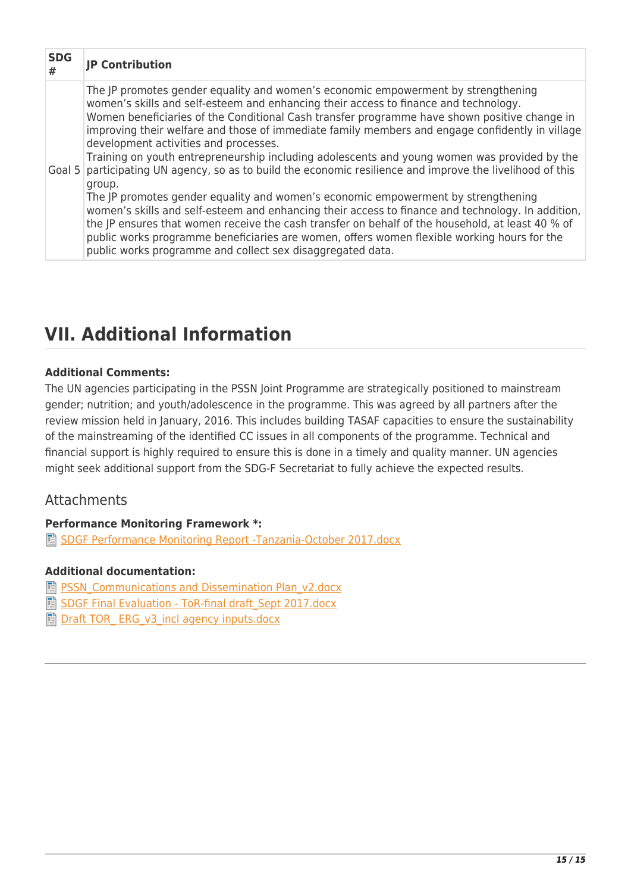| SDG # | JP Contribution |
|---|---|
| Goal 5 | The JP promotes gender equality and women's economic empowerment by strengthening women's skills and self-esteem and enhancing their access to finance and technology.<br>Women beneficiaries of the Conditional Cash transfer programme have shown positive change in improving their welfare and those of immediate family members and engage confidently in village development activities and processes.<br>Training on youth entrepreneurship including adolescents and young women was provided by the participating UN agency, so as to build the economic resilience and improve the livelihood of this group.<br>The JP promotes gender equality and women's economic empowerment by strengthening women's skills and self-esteem and enhancing their access to finance and technology. In addition, the JP ensures that women receive the cash transfer on behalf of the household, at least 40 % of public works programme beneficiaries are women, offers women flexible working hours for the public works programme and collect sex disaggregated data. |

# VII. Additional Information

**Additional Comments:**

The UN agencies participating in the PSSN Joint Programme are strategically positioned to mainstream gender; nutrition; and youth/adolescence in the programme. This was agreed by all partners after the review mission held in January, 2016. This includes building TASAF capacities to ensure the sustainability of the mainstreaming of the identified CC issues in all components of the programme. Technical and financial support is highly required to ensure this is done in a timely and quality manner. UN agencies might seek additional support from the SDG-F Secretariat to fully achieve the expected results.

## Attachments

**Performance Monitoring Framework *:**

SDGF Performance Monitoring Report -Tanzania-October 2017.docx

**Additional documentation:**

PSSN_Communications and Dissemination Plan_v2.docx

SDGF Final Evaluation - ToR-final draft_Sept 2017.docx

Draft TOR_ ERG_v3_incl agency inputs.docx